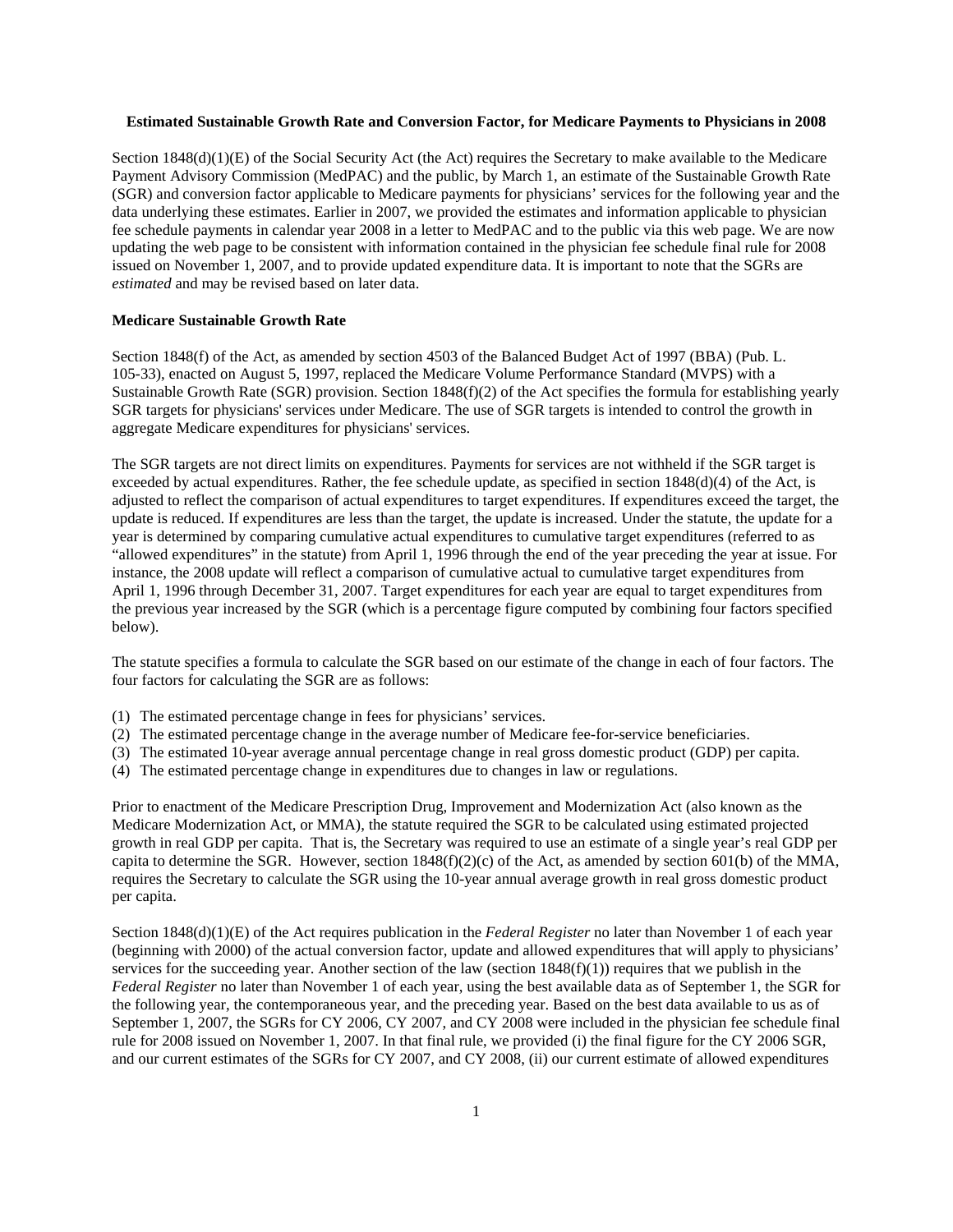**Estimated Sustainable Growth Rate and Conversion Factor, for Medicare Payments to Physicians in 2008**

Section 1848(d)(1)(E) of the Social Security Act (the Act) requires the Secretary to make available to the Medicare Payment Advisory Commission (MedPAC) and the public, by March 1, an estimate of the Sustainable Growth Rate (SGR) and conversion factor applicable to Medicare payments for physicians' services for the following year and the data underlying these estimates. Earlier in 2007, we provided the estimates and information applicable to physician fee schedule payments in calendar year 2008 in a letter to MedPAC and to the public via this web page. We are now updating the web page to be consistent with information contained in the physician fee schedule final rule for 2008 issued on November 1, 2007, and to provide updated expenditure data. It is important to note that the SGRs are *estimated* and may be revised based on later data.

**Medicare Sustainable Growth Rate**

Section 1848(f) of the Act, as amended by section 4503 of the Balanced Budget Act of 1997 (BBA) (Pub. L. 105-33), enacted on August 5, 1997, replaced the Medicare Volume Performance Standard (MVPS) with a Sustainable Growth Rate (SGR) provision. Section 1848(f)(2) of the Act specifies the formula for establishing yearly SGR targets for physicians' services under Medicare. The use of SGR targets is intended to control the growth in aggregate Medicare expenditures for physicians' services.

The SGR targets are not direct limits on expenditures. Payments for services are not withheld if the SGR target is exceeded by actual expenditures. Rather, the fee schedule update, as specified in section 1848(d)(4) of the Act, is adjusted to reflect the comparison of actual expenditures to target expenditures. If expenditures exceed the target, the update is reduced. If expenditures are less than the target, the update is increased. Under the statute, the update for a year is determined by comparing cumulative actual expenditures to cumulative target expenditures (referred to as "allowed expenditures" in the statute) from April 1, 1996 through the end of the year preceding the year at issue. For instance, the 2008 update will reflect a comparison of cumulative actual to cumulative target expenditures from April 1, 1996 through December 31, 2007. Target expenditures for each year are equal to target expenditures from the previous year increased by the SGR (which is a percentage figure computed by combining four factors specified below).

The statute specifies a formula to calculate the SGR based on our estimate of the change in each of four factors. The four factors for calculating the SGR are as follows:

(1) The estimated percentage change in fees for physicians' services.
(2) The estimated percentage change in the average number of Medicare fee-for-service beneficiaries.
(3) The estimated 10-year average annual percentage change in real gross domestic product (GDP) per capita.
(4) The estimated percentage change in expenditures due to changes in law or regulations.

Prior to enactment of the Medicare Prescription Drug, Improvement and Modernization Act (also known as the Medicare Modernization Act, or MMA), the statute required the SGR to be calculated using estimated projected growth in real GDP per capita. That is, the Secretary was required to use an estimate of a single year's real GDP per capita to determine the SGR. However, section 1848(f)(2)(c) of the Act, as amended by section 601(b) of the MMA, requires the Secretary to calculate the SGR using the 10-year annual average growth in real gross domestic product per capita.

Section 1848(d)(1)(E) of the Act requires publication in the *Federal Register* no later than November 1 of each year (beginning with 2000) of the actual conversion factor, update and allowed expenditures that will apply to physicians' services for the succeeding year. Another section of the law (section 1848(f)(1)) requires that we publish in the *Federal Register* no later than November 1 of each year, using the best available data as of September 1, the SGR for the following year, the contemporaneous year, and the preceding year. Based on the best data available to us as of September 1, 2007, the SGRs for CY 2006, CY 2007, and CY 2008 were included in the physician fee schedule final rule for 2008 issued on November 1, 2007. In that final rule, we provided (i) the final figure for the CY 2006 SGR, and our current estimates of the SGRs for CY 2007, and CY 2008, (ii) our current estimate of allowed expenditures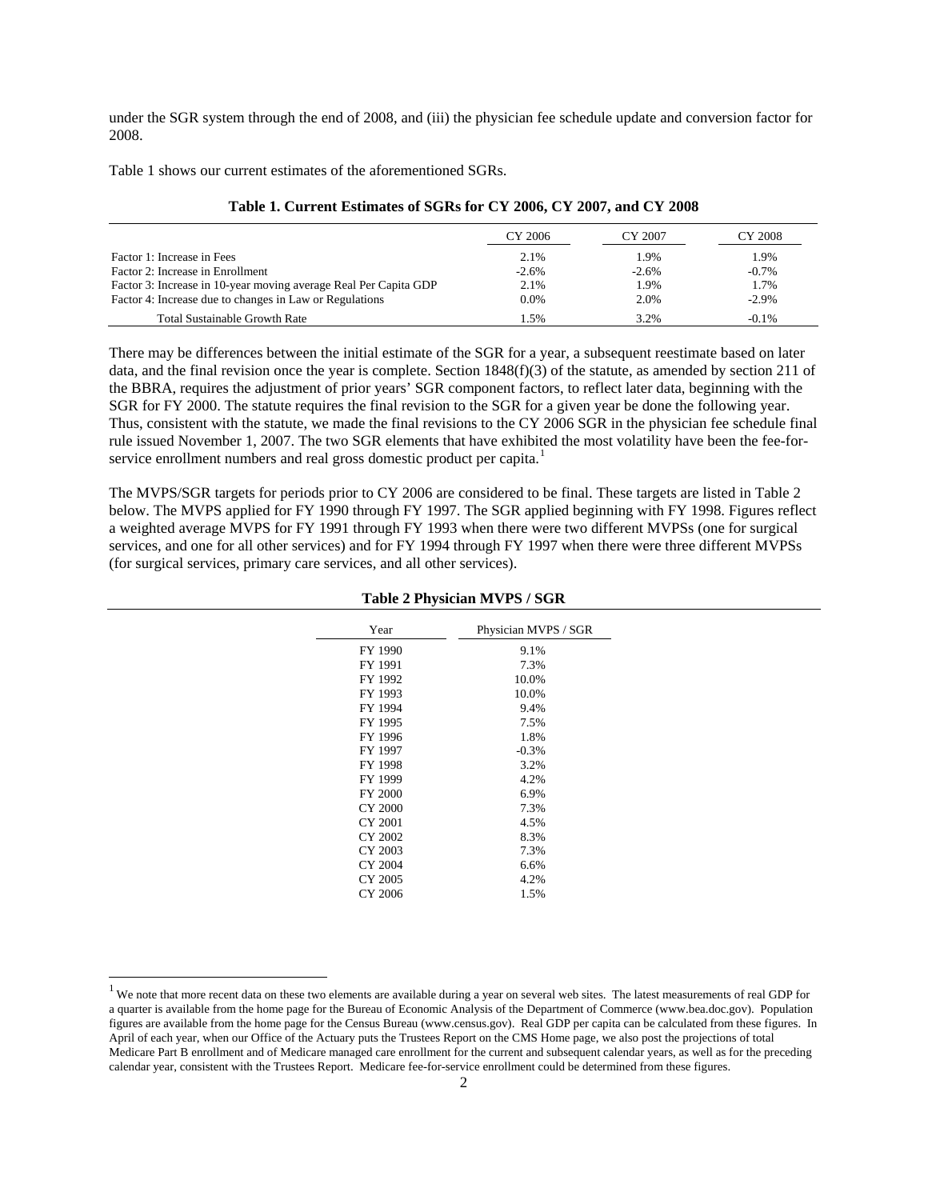under the SGR system through the end of 2008, and (iii) the physician fee schedule update and conversion factor for 2008.

Table 1 shows our current estimates of the aforementioned SGRs.

**Table 1. Current Estimates of SGRs for CY 2006, CY 2007, and CY 2008**

| | CY 2006 | CY 2007 | CY 2008 |
|---|---|---|---|
| Factor 1: Increase in Fees | 2.1% | 1.9% | 1.9% |
| Factor 2: Increase in Enrollment | -2.6% | -2.6% | -0.7% |
| Factor 3: Increase in 10-year moving average Real Per Capita GDP | 2.1% | 1.9% | 1.7% |
| Factor 4: Increase due to changes in Law or Regulations | 0.0% | 2.0% | -2.9% |
| Total Sustainable Growth Rate | 1.5% | 3.2% | -0.1% |

There may be differences between the initial estimate of the SGR for a year, a subsequent reestimate based on later data, and the final revision once the year is complete. Section 1848(f)(3) of the statute, as amended by section 211 of the BBRA, requires the adjustment of prior years' SGR component factors, to reflect later data, beginning with the SGR for FY 2000. The statute requires the final revision to the SGR for a given year be done the following year. Thus, consistent with the statute, we made the final revisions to the CY 2006 SGR in the physician fee schedule final rule issued November 1, 2007. The two SGR elements that have exhibited the most volatility have been the fee-for-service enrollment numbers and real gross domestic product per capita.[1]

The MVPS/SGR targets for periods prior to CY 2006 are considered to be final. These targets are listed in Table 2 below. The MVPS applied for FY 1990 through FY 1997. The SGR applied beginning with FY 1998. Figures reflect a weighted average MVPS for FY 1991 through FY 1993 when there were two different MVPSs (one for surgical services, and one for all other services) and for FY 1994 through FY 1997 when there were three different MVPSs (for surgical services, primary care services, and all other services).

**Table 2 Physician MVPS / SGR**

| Year | Physician MVPS / SGR |
|---|---|
| FY 1990 | 9.1% |
| FY 1991 | 7.3% |
| FY 1992 | 10.0% |
| FY 1993 | 10.0% |
| FY 1994 | 9.4% |
| FY 1995 | 7.5% |
| FY 1996 | 1.8% |
| FY 1997 | -0.3% |
| FY 1998 | 3.2% |
| FY 1999 | 4.2% |
| FY 2000 | 6.9% |
| CY 2000 | 7.3% |
| CY 2001 | 4.5% |
| CY 2002 | 8.3% |
| CY 2003 | 7.3% |
| CY 2004 | 6.6% |
| CY 2005 | 4.2% |
| CY 2006 | 1.5% |

[1] We note that more recent data on these two elements are available during a year on several web sites. The latest measurements of real GDP for a quarter is available from the home page for the Bureau of Economic Analysis of the Department of Commerce (www.bea.doc.gov). Population figures are available from the home page for the Census Bureau (www.census.gov). Real GDP per capita can be calculated from these figures. In April of each year, when our Office of the Actuary puts the Trustees Report on the CMS Home page, we also post the projections of total Medicare Part B enrollment and of Medicare managed care enrollment for the current and subsequent calendar years, as well as for the preceding calendar year, consistent with the Trustees Report. Medicare fee-for-service enrollment could be determined from these figures.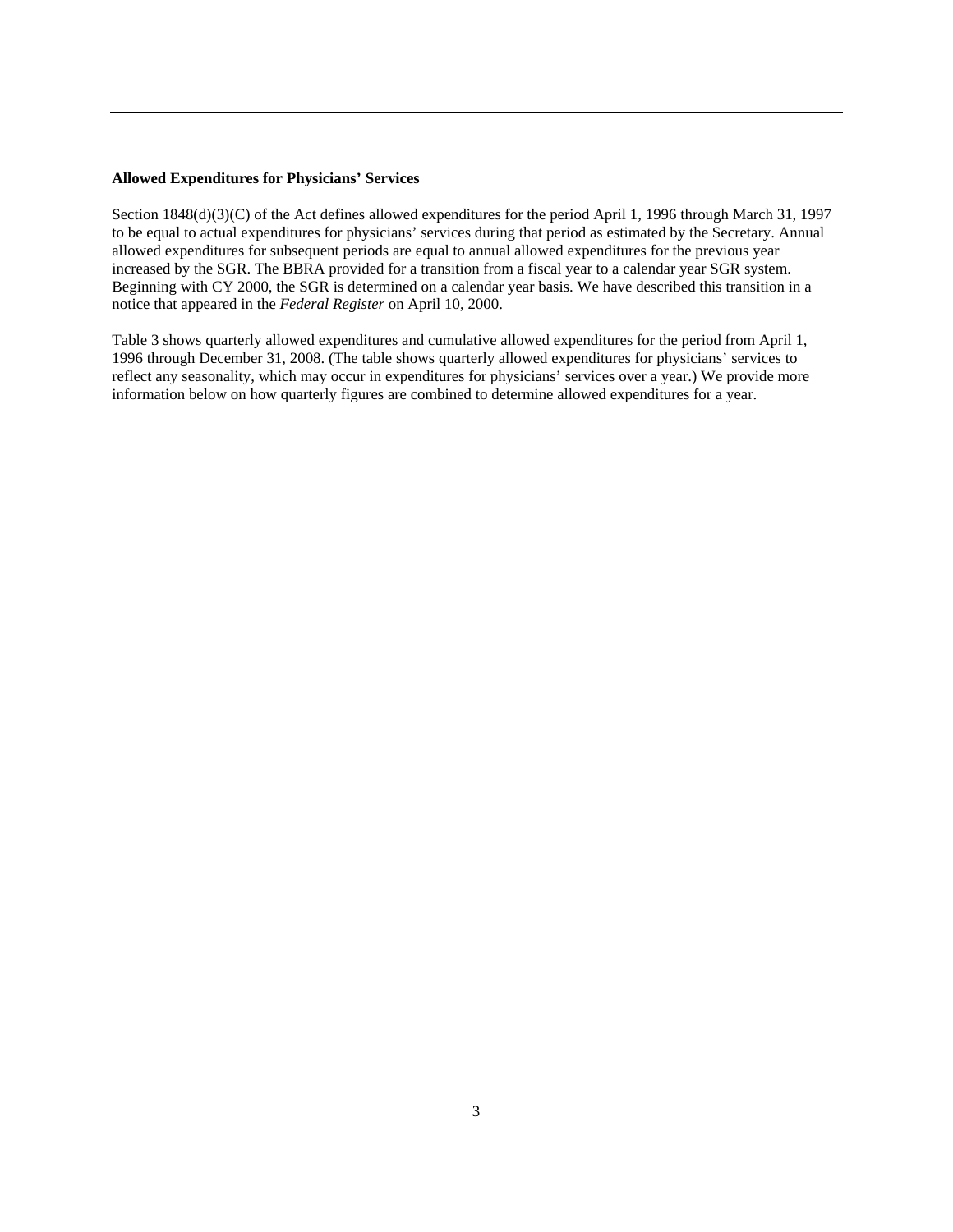**Allowed Expenditures for Physicians' Services**

Section 1848(d)(3)(C) of the Act defines allowed expenditures for the period April 1, 1996 through March 31, 1997 to be equal to actual expenditures for physicians' services during that period as estimated by the Secretary. Annual allowed expenditures for subsequent periods are equal to annual allowed expenditures for the previous year increased by the SGR. The BBRA provided for a transition from a fiscal year to a calendar year SGR system. Beginning with CY 2000, the SGR is determined on a calendar year basis. We have described this transition in a notice that appeared in the *Federal Register* on April 10, 2000.

Table 3 shows quarterly allowed expenditures and cumulative allowed expenditures for the period from April 1, 1996 through December 31, 2008. (The table shows quarterly allowed expenditures for physicians' services to reflect any seasonality, which may occur in expenditures for physicians' services over a year.) We provide more information below on how quarterly figures are combined to determine allowed expenditures for a year.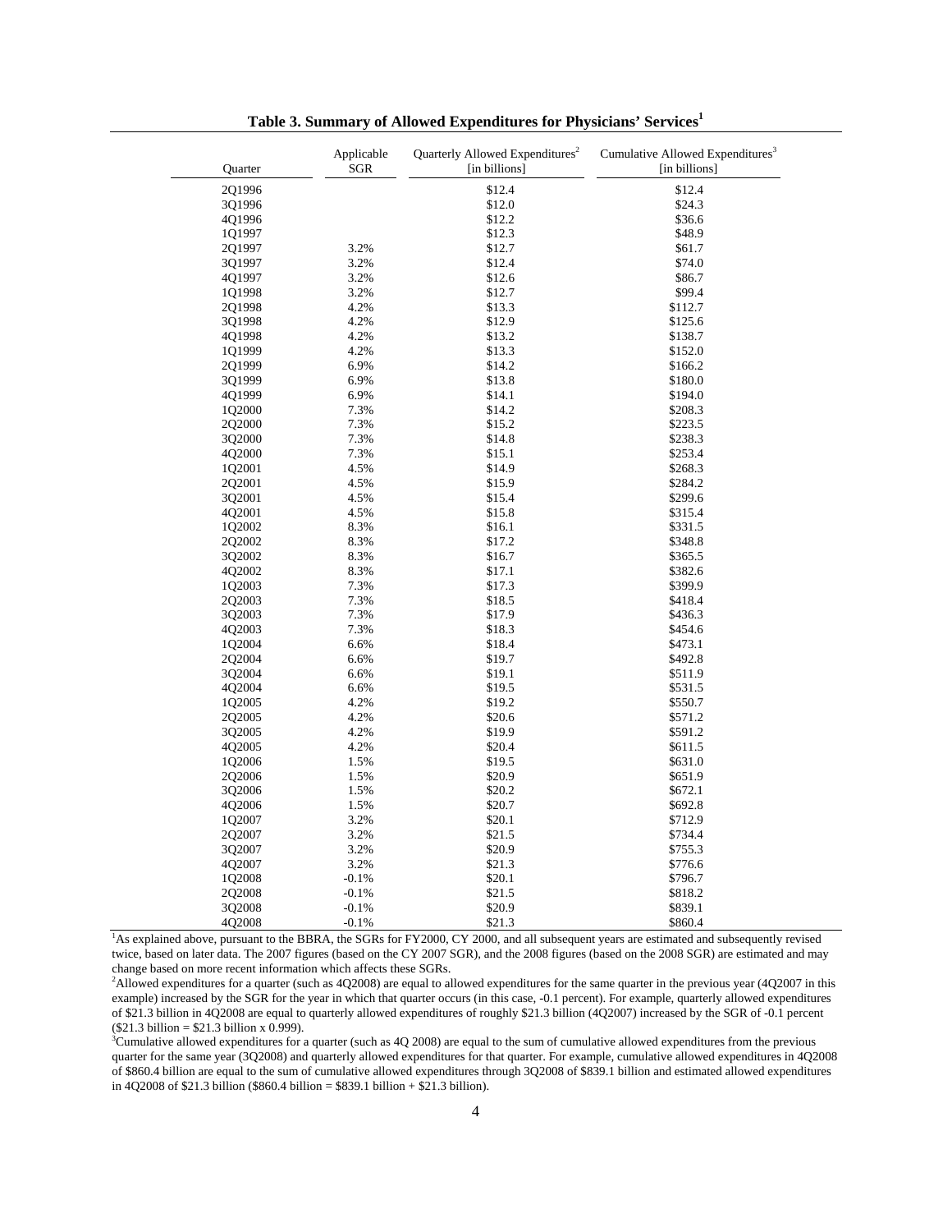**Table 3. Summary of Allowed Expenditures for Physicians' Services[1]**

| Quarter | Applicable SGR | Quarterly Allowed Expenditures[2] [in billions] | Cumulative Allowed Expenditures[3] [in billions] |
|---|---|---|---|
| 2Q1996 | | $12.4 | $12.4 |
| 3Q1996 | | $12.0 | $24.3 |
| 4Q1996 | | $12.2 | $36.6 |
| 1Q1997 | | $12.3 | $48.9 |
| 2Q1997 | 3.2% | $12.7 | $61.7 |
| 3Q1997 | 3.2% | $12.4 | $74.0 |
| 4Q1997 | 3.2% | $12.6 | $86.7 |
| 1Q1998 | 3.2% | $12.7 | $99.4 |
| 2Q1998 | 4.2% | $13.3 | $112.7 |
| 3Q1998 | 4.2% | $12.9 | $125.6 |
| 4Q1998 | 4.2% | $13.2 | $138.7 |
| 1Q1999 | 4.2% | $13.3 | $152.0 |
| 2Q1999 | 6.9% | $14.2 | $166.2 |
| 3Q1999 | 6.9% | $13.8 | $180.0 |
| 4Q1999 | 6.9% | $14.1 | $194.0 |
| 1Q2000 | 7.3% | $14.2 | $208.3 |
| 2Q2000 | 7.3% | $15.2 | $223.5 |
| 3Q2000 | 7.3% | $14.8 | $238.3 |
| 4Q2000 | 7.3% | $15.1 | $253.4 |
| 1Q2001 | 4.5% | $14.9 | $268.3 |
| 2Q2001 | 4.5% | $15.9 | $284.2 |
| 3Q2001 | 4.5% | $15.4 | $299.6 |
| 4Q2001 | 4.5% | $15.8 | $315.4 |
| 1Q2002 | 8.3% | $16.1 | $331.5 |
| 2Q2002 | 8.3% | $17.2 | $348.8 |
| 3Q2002 | 8.3% | $16.7 | $365.5 |
| 4Q2002 | 8.3% | $17.1 | $382.6 |
| 1Q2003 | 7.3% | $17.3 | $399.9 |
| 2Q2003 | 7.3% | $18.5 | $418.4 |
| 3Q2003 | 7.3% | $17.9 | $436.3 |
| 4Q2003 | 7.3% | $18.3 | $454.6 |
| 1Q2004 | 6.6% | $18.4 | $473.1 |
| 2Q2004 | 6.6% | $19.7 | $492.8 |
| 3Q2004 | 6.6% | $19.1 | $511.9 |
| 4Q2004 | 6.6% | $19.5 | $531.5 |
| 1Q2005 | 4.2% | $19.2 | $550.7 |
| 2Q2005 | 4.2% | $20.6 | $571.2 |
| 3Q2005 | 4.2% | $19.9 | $591.2 |
| 4Q2005 | 4.2% | $20.4 | $611.5 |
| 1Q2006 | 1.5% | $19.5 | $631.0 |
| 2Q2006 | 1.5% | $20.9 | $651.9 |
| 3Q2006 | 1.5% | $20.2 | $672.1 |
| 4Q2006 | 1.5% | $20.7 | $692.8 |
| 1Q2007 | 3.2% | $20.1 | $712.9 |
| 2Q2007 | 3.2% | $21.5 | $734.4 |
| 3Q2007 | 3.2% | $20.9 | $755.3 |
| 4Q2007 | 3.2% | $21.3 | $776.6 |
| 1Q2008 | -0.1% | $20.1 | $796.7 |
| 2Q2008 | -0.1% | $21.5 | $818.2 |
| 3Q2008 | -0.1% | $20.9 | $839.1 |
| 4Q2008 | -0.1% | $21.3 | $860.4 |

[1]As explained above, pursuant to the BBRA, the SGRs for FY2000, CY 2000, and all subsequent years are estimated and subsequently revised twice, based on later data. The 2007 figures (based on the CY 2007 SGR), and the 2008 figures (based on the 2008 SGR) are estimated and may change based on more recent information which affects these SGRs.

[2]Allowed expenditures for a quarter (such as 4Q2008) are equal to allowed expenditures for the same quarter in the previous year (4Q2007 in this example) increased by the SGR for the year in which that quarter occurs (in this case, -0.1 percent). For example, quarterly allowed expenditures of $21.3 billion in 4Q2008 are equal to quarterly allowed expenditures of roughly $21.3 billion (4Q2007) increased by the SGR of -0.1 percent ($21.3 billion = $21.3 billion x 0.999).

[3]Cumulative allowed expenditures for a quarter (such as 4Q 2008) are equal to the sum of cumulative allowed expenditures from the previous quarter for the same year (3Q2008) and quarterly allowed expenditures for that quarter. For example, cumulative allowed expenditures in 4Q2008 of $860.4 billion are equal to the sum of cumulative allowed expenditures through 3Q2008 of $839.1 billion and estimated allowed expenditures in 4Q2008 of $21.3 billion ($860.4 billion = $839.1 billion + $21.3 billion).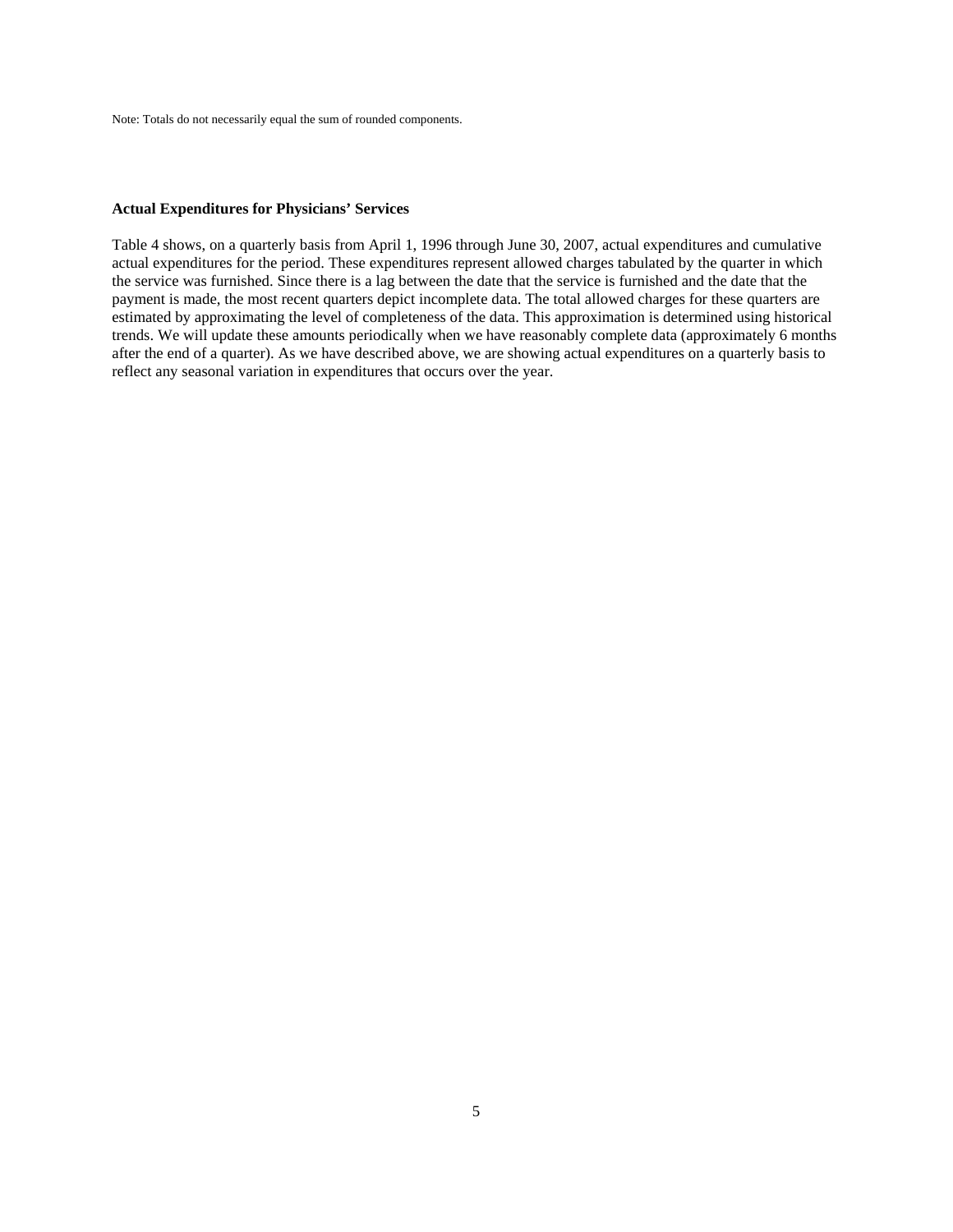Note: Totals do not necessarily equal the sum of rounded components.

**Actual Expenditures for Physicians' Services**

Table 4 shows, on a quarterly basis from April 1, 1996 through June 30, 2007, actual expenditures and cumulative actual expenditures for the period. These expenditures represent allowed charges tabulated by the quarter in which the service was furnished. Since there is a lag between the date that the service is furnished and the date that the payment is made, the most recent quarters depict incomplete data. The total allowed charges for these quarters are estimated by approximating the level of completeness of the data. This approximation is determined using historical trends. We will update these amounts periodically when we have reasonably complete data (approximately 6 months after the end of a quarter). As we have described above, we are showing actual expenditures on a quarterly basis to reflect any seasonal variation in expenditures that occurs over the year.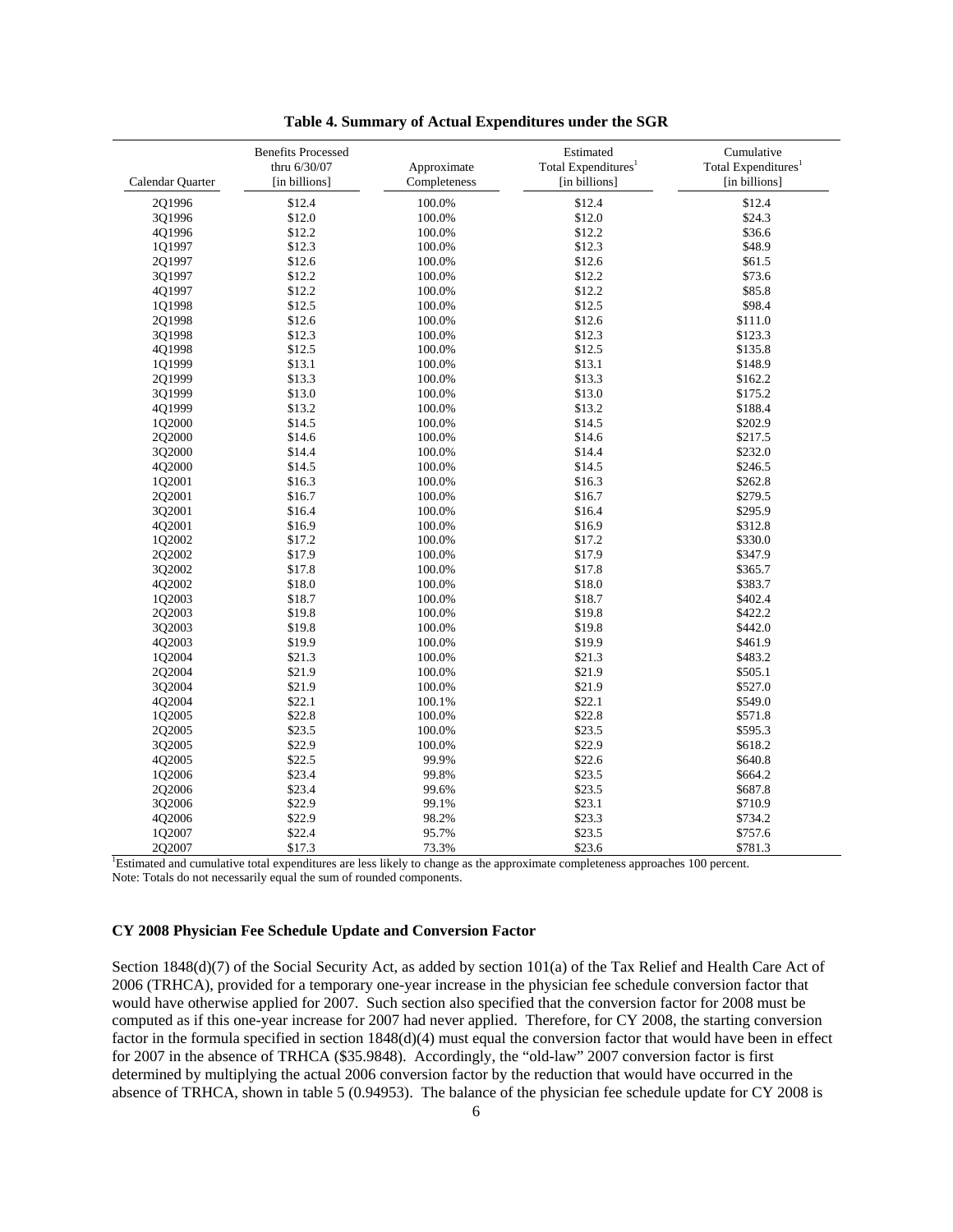**Table 4. Summary of Actual Expenditures under the SGR**

| Calendar Quarter | Benefits Processed thru 6/30/07 [in billions] | Approximate Completeness | Estimated Total Expenditures[1] [in billions] | Cumulative Total Expenditures[1] [in billions] |
|---|---|---|---|---|
| 2Q1996 | $12.4 | 100.0% | $12.4 | $12.4 |
| 3Q1996 | $12.0 | 100.0% | $12.0 | $24.3 |
| 4Q1996 | $12.2 | 100.0% | $12.2 | $36.6 |
| 1Q1997 | $12.3 | 100.0% | $12.3 | $48.9 |
| 2Q1997 | $12.6 | 100.0% | $12.6 | $61.5 |
| 3Q1997 | $12.2 | 100.0% | $12.2 | $73.6 |
| 4Q1997 | $12.2 | 100.0% | $12.2 | $85.8 |
| 1Q1998 | $12.5 | 100.0% | $12.5 | $98.4 |
| 2Q1998 | $12.6 | 100.0% | $12.6 | $111.0 |
| 3Q1998 | $12.3 | 100.0% | $12.3 | $123.3 |
| 4Q1998 | $12.5 | 100.0% | $12.5 | $135.8 |
| 1Q1999 | $13.1 | 100.0% | $13.1 | $148.9 |
| 2Q1999 | $13.3 | 100.0% | $13.3 | $162.2 |
| 3Q1999 | $13.0 | 100.0% | $13.0 | $175.2 |
| 4Q1999 | $13.2 | 100.0% | $13.2 | $188.4 |
| 1Q2000 | $14.5 | 100.0% | $14.5 | $202.9 |
| 2Q2000 | $14.6 | 100.0% | $14.6 | $217.5 |
| 3Q2000 | $14.4 | 100.0% | $14.4 | $232.0 |
| 4Q2000 | $14.5 | 100.0% | $14.5 | $246.5 |
| 1Q2001 | $16.3 | 100.0% | $16.3 | $262.8 |
| 2Q2001 | $16.7 | 100.0% | $16.7 | $279.5 |
| 3Q2001 | $16.4 | 100.0% | $16.4 | $295.9 |
| 4Q2001 | $16.9 | 100.0% | $16.9 | $312.8 |
| 1Q2002 | $17.2 | 100.0% | $17.2 | $330.0 |
| 2Q2002 | $17.9 | 100.0% | $17.9 | $347.9 |
| 3Q2002 | $17.8 | 100.0% | $17.8 | $365.7 |
| 4Q2002 | $18.0 | 100.0% | $18.0 | $383.7 |
| 1Q2003 | $18.7 | 100.0% | $18.7 | $402.4 |
| 2Q2003 | $19.8 | 100.0% | $19.8 | $422.2 |
| 3Q2003 | $19.8 | 100.0% | $19.8 | $442.0 |
| 4Q2003 | $19.9 | 100.0% | $19.9 | $461.9 |
| 1Q2004 | $21.3 | 100.0% | $21.3 | $483.2 |
| 2Q2004 | $21.9 | 100.0% | $21.9 | $505.1 |
| 3Q2004 | $21.9 | 100.0% | $21.9 | $527.0 |
| 4Q2004 | $22.1 | 100.1% | $22.1 | $549.0 |
| 1Q2005 | $22.8 | 100.0% | $22.8 | $571.8 |
| 2Q2005 | $23.5 | 100.0% | $23.5 | $595.3 |
| 3Q2005 | $22.9 | 100.0% | $22.9 | $618.2 |
| 4Q2005 | $22.5 | 99.9% | $22.6 | $640.8 |
| 1Q2006 | $23.4 | 99.8% | $23.5 | $664.2 |
| 2Q2006 | $23.4 | 99.6% | $23.5 | $687.8 |
| 3Q2006 | $22.9 | 99.1% | $23.1 | $710.9 |
| 4Q2006 | $22.9 | 98.2% | $23.3 | $734.2 |
| 1Q2007 | $22.4 | 95.7% | $23.5 | $757.6 |
| 2Q2007 | $17.3 | 73.3% | $23.6 | $781.3 |

[1]Estimated and cumulative total expenditures are less likely to change as the approximate completeness approaches 100 percent.
Note: Totals do not necessarily equal the sum of rounded components.

**CY 2008 Physician Fee Schedule Update and Conversion Factor**

Section 1848(d)(7) of the Social Security Act, as added by section 101(a) of the Tax Relief and Health Care Act of 2006 (TRHCA), provided for a temporary one-year increase in the physician fee schedule conversion factor that would have otherwise applied for 2007. Such section also specified that the conversion factor for 2008 must be computed as if this one-year increase for 2007 had never applied. Therefore, for CY 2008, the starting conversion factor in the formula specified in section 1848(d)(4) must equal the conversion factor that would have been in effect for 2007 in the absence of TRHCA ($35.9848). Accordingly, the "old-law" 2007 conversion factor is first determined by multiplying the actual 2006 conversion factor by the reduction that would have occurred in the absence of TRHCA, shown in table 5 (0.94953). The balance of the physician fee schedule update for CY 2008 is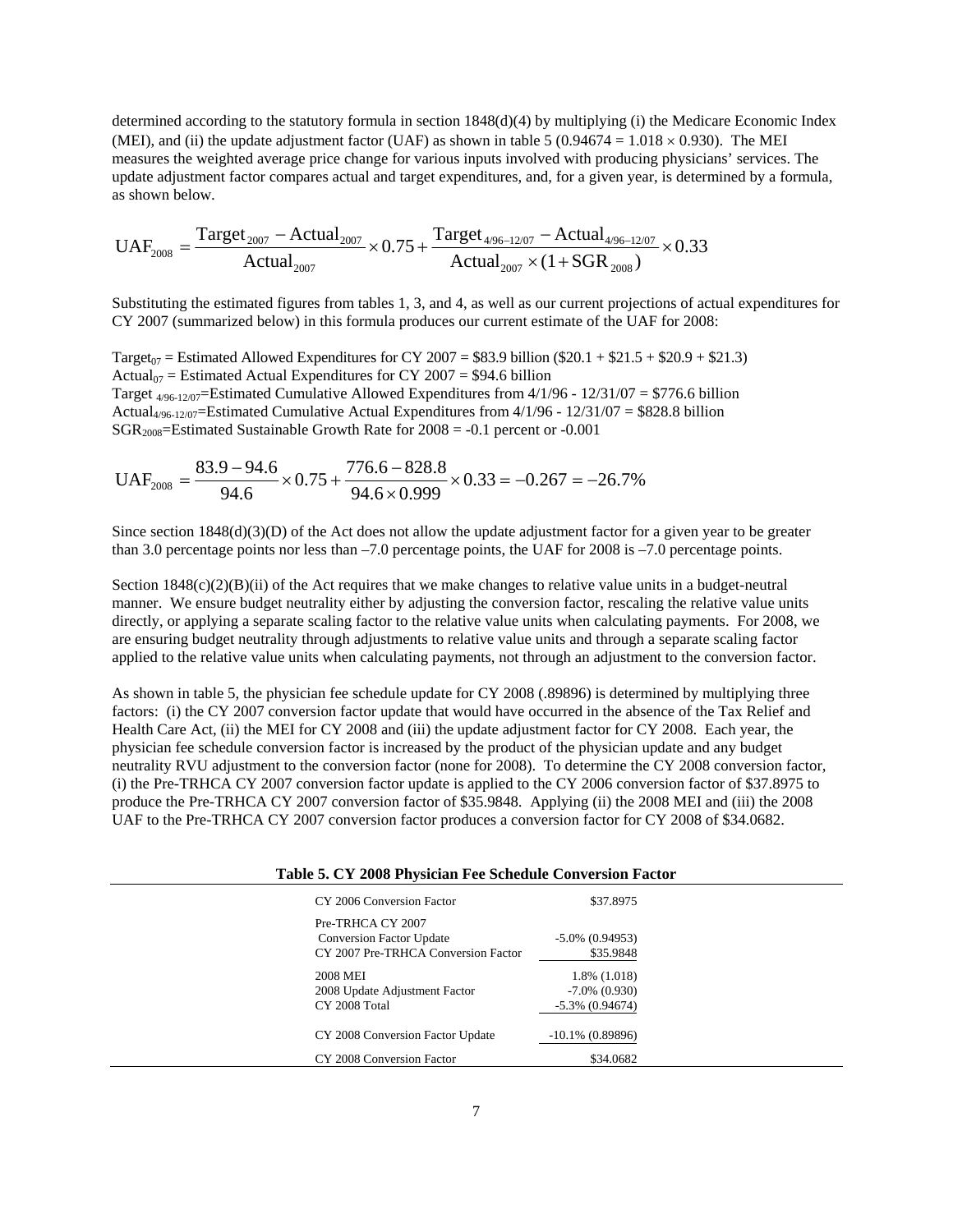determined according to the statutory formula in section 1848(d)(4) by multiplying (i) the Medicare Economic Index (MEI), and (ii) the update adjustment factor (UAF) as shown in table 5 ($0.94674 = 1.018 \times 0.930$). The MEI measures the weighted average price change for various inputs involved with producing physicians' services. The update adjustment factor compares actual and target expenditures, and, for a given year, is determined by a formula, as shown below.

$$\text{UAF}_{2008} = \frac{\text{Target}_{2007} - \text{Actual}_{2007}}{\text{Actual}_{2007}} \times 0.75 + \frac{\text{Target}_{4/96-12/07} - \text{Actual}_{4/96-12/07}}{\text{Actual}_{2007} \times (1 + \text{SGR}_{2008})} \times 0.33$$

Substituting the estimated figures from tables 1, 3, and 4, as well as our current projections of actual expenditures for CY 2007 (summarized below) in this formula produces our current estimate of the UAF for 2008:

$\text{Target}_{07}$ = Estimated Allowed Expenditures for CY 2007 = \$83.9 billion (\$20.1 + \$21.5 + \$20.9 + \$21.3)
$\text{Actual}_{07}$ = Estimated Actual Expenditures for CY 2007 = \$94.6 billion
$\text{Target}_{4/96-12/07}$=Estimated Cumulative Allowed Expenditures from 4/1/96 - 12/31/07 = \$776.6 billion
$\text{Actual}_{4/96-12/07}$=Estimated Cumulative Actual Expenditures from 4/1/96 - 12/31/07 = \$828.8 billion
$\text{SGR}_{2008}$=Estimated Sustainable Growth Rate for 2008 = -0.1 percent or -0.001

$$\text{UAF}_{2008} = \frac{83.9 - 94.6}{94.6} \times 0.75 + \frac{776.6 - 828.8}{94.6 \times 0.999} \times 0.33 = -0.267 = -26.7\%$$

Since section 1848(d)(3)(D) of the Act does not allow the update adjustment factor for a given year to be greater than 3.0 percentage points nor less than –7.0 percentage points, the UAF for 2008 is –7.0 percentage points.

Section 1848(c)(2)(B)(ii) of the Act requires that we make changes to relative value units in a budget-neutral manner. We ensure budget neutrality either by adjusting the conversion factor, rescaling the relative value units directly, or applying a separate scaling factor to the relative value units when calculating payments. For 2008, we are ensuring budget neutrality through adjustments to relative value units and through a separate scaling factor applied to the relative value units when calculating payments, not through an adjustment to the conversion factor.

As shown in table 5, the physician fee schedule update for CY 2008 (.89896) is determined by multiplying three factors: (i) the CY 2007 conversion factor update that would have occurred in the absence of the Tax Relief and Health Care Act, (ii) the MEI for CY 2008 and (iii) the update adjustment factor for CY 2008. Each year, the physician fee schedule conversion factor is increased by the product of the physician update and any budget neutrality RVU adjustment to the conversion factor (none for 2008). To determine the CY 2008 conversion factor, (i) the Pre-TRHCA CY 2007 conversion factor update is applied to the CY 2006 conversion factor of \$37.8975 to produce the Pre-TRHCA CY 2007 conversion factor of \$35.9848. Applying (ii) the 2008 MEI and (iii) the 2008 UAF to the Pre-TRHCA CY 2007 conversion factor produces a conversion factor for CY 2008 of \$34.0682.

**Table 5. CY 2008 Physician Fee Schedule Conversion Factor**

| | |
|---|---|
| CY 2006 Conversion Factor | \$37.8975 |
| Pre-TRHCA CY 2007 | |
| Conversion Factor Update | -5.0% (0.94953) |
| CY 2007 Pre-TRHCA Conversion Factor | \$35.9848 |
| 2008 MEI | 1.8% (1.018) |
| 2008 Update Adjustment Factor | -7.0% (0.930) |
| CY 2008 Total | -5.3% (0.94674) |
| CY 2008 Conversion Factor Update | -10.1% (0.89896) |
| CY 2008 Conversion Factor | \$34.0682 |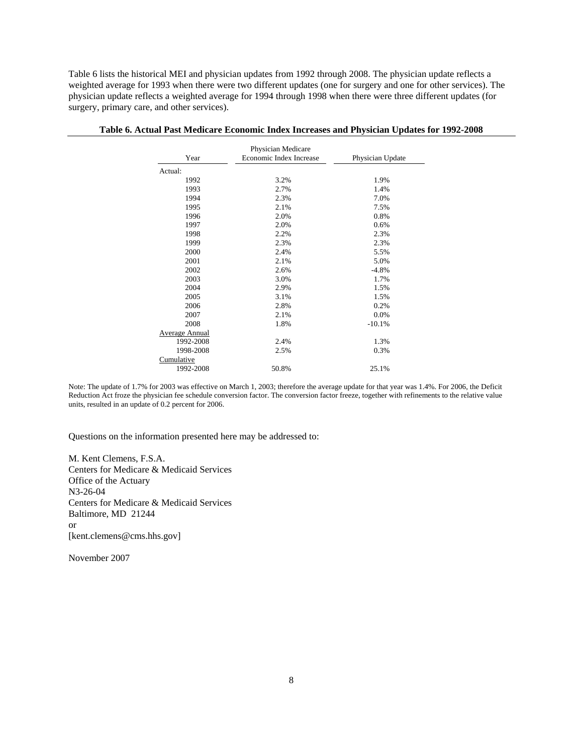Table 6 lists the historical MEI and physician updates from 1992 through 2008. The physician update reflects a weighted average for 1993 when there were two different updates (one for surgery and one for other services). The physician update reflects a weighted average for 1994 through 1998 when there were three different updates (for surgery, primary care, and other services).

**Table 6. Actual Past Medicare Economic Index Increases and Physician Updates for 1992-2008**

| Year | Physician Medicare Economic Index Increase | Physician Update |
|---|---|---|
| Actual: | | |
| 1992 | 3.2% | 1.9% |
| 1993 | 2.7% | 1.4% |
| 1994 | 2.3% | 7.0% |
| 1995 | 2.1% | 7.5% |
| 1996 | 2.0% | 0.8% |
| 1997 | 2.0% | 0.6% |
| 1998 | 2.2% | 2.3% |
| 1999 | 2.3% | 2.3% |
| 2000 | 2.4% | 5.5% |
| 2001 | 2.1% | 5.0% |
| 2002 | 2.6% | -4.8% |
| 2003 | 3.0% | 1.7% |
| 2004 | 2.9% | 1.5% |
| 2005 | 3.1% | 1.5% |
| 2006 | 2.8% | 0.2% |
| 2007 | 2.1% | 0.0% |
| 2008 | 1.8% | -10.1% |
| Average Annual | | |
| 1992-2008 | 2.4% | 1.3% |
| 1998-2008 | 2.5% | 0.3% |
| Cumulative | | |
| 1992-2008 | 50.8% | 25.1% |

Note: The update of 1.7% for 2003 was effective on March 1, 2003; therefore the average update for that year was 1.4%. For 2006, the Deficit Reduction Act froze the physician fee schedule conversion factor. The conversion factor freeze, together with refinements to the relative value units, resulted in an update of 0.2 percent for 2006.

Questions on the information presented here may be addressed to:

M. Kent Clemens, F.S.A.  
Centers for Medicare & Medicaid Services  
Office of the Actuary  
N3-26-04  
Centers for Medicare & Medicaid Services  
Baltimore, MD 21244  
or  
[kent.clemens@cms.hhs.gov]

November 2007